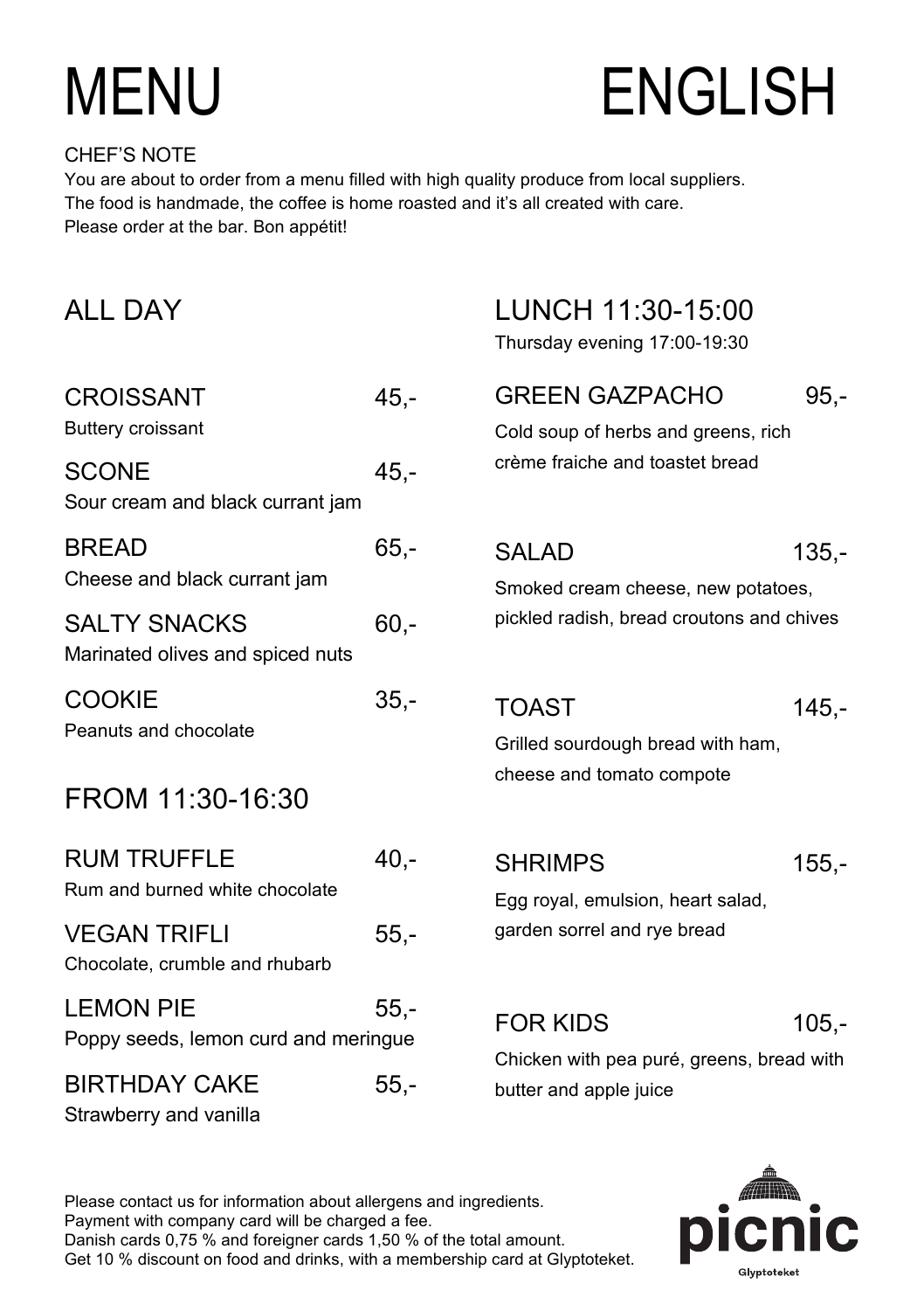# MENU ENGLISH

CHEF'S NOTE

You are about to order from a menu filled with high quality produce from local suppliers.
The food is handmade, the coffee is home roasted and it's all created with care.
Please order at the bar. Bon appétit!

## ALL DAY

**CROISSANT** 45,-
Buttery croissant

**SCONE** 45,-
Sour cream and black currant jam

**BREAD** 65,-
Cheese and black currant jam

**SALTY SNACKS** 60,-
Marinated olives and spiced nuts

**COOKIE** 35,-
Peanuts and chocolate

## FROM 11:30-16:30

**RUM TRUFFLE** 40,-
Rum and burned white chocolate

**VEGAN TRIFLI** 55,-
Chocolate, crumble and rhubarb

**LEMON PIE** 55,-
Poppy seeds, lemon curd and meringue

**BIRTHDAY CAKE** 55,-
Strawberry and vanilla

## LUNCH 11:30-15:00

Thursday evening 17:00-19:30

**GREEN GAZPACHO** 95,-
Cold soup of herbs and greens, rich crème fraiche and toastet bread

**SALAD** 135,-
Smoked cream cheese, new potatoes, pickled radish, bread croutons and chives

**TOAST** 145,-
Grilled sourdough bread with ham, cheese and tomato compote

**SHRIMPS** 155,-
Egg royal, emulsion, heart salad, garden sorrel and rye bread

**FOR KIDS** 105,-
Chicken with pea puré, greens, bread with butter and apple juice

Please contact us for information about allergens and ingredients.
Payment with company card will be charged a fee.
Danish cards 0,75 % and foreigner cards 1,50 % of the total amount.
Get 10 % discount on food and drinks, with a membership card at Glyptoteket.

picnic
Glyptoteket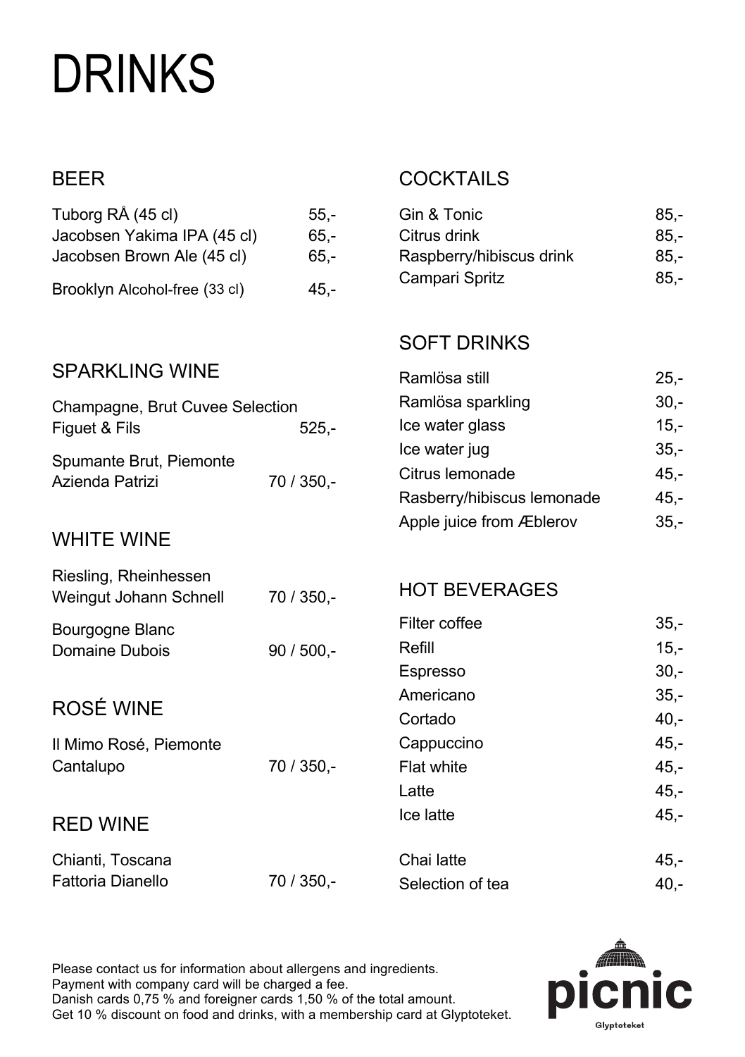# DRINKS

## BEER

| | |
|---|---|
| Tuborg RÅ (45 cl) | 55,- |
| Jacobsen Yakima IPA (45 cl) | 65,- |
| Jacobsen Brown Ale (45 cl) | 65,- |
| Brooklyn Alcohol-free (33 cl) | 45,- |

## SPARKLING WINE

| | |
|---|---|
| Champagne, Brut Cuvee Selection Figuet & Fils | 525,- |
| Spumante Brut, Piemonte Azienda Patrizi | 70 / 350,- |

## WHITE WINE

| | |
|---|---|
| Riesling, Rheinhessen Weingut Johann Schnell | 70 / 350,- |
| Bourgogne Blanc Domaine Dubois | 90 / 500,- |

## ROSÉ WINE

| | |
|---|---|
| Il Mimo Rosé, Piemonte Cantalupo | 70 / 350,- |

## RED WINE

| | |
|---|---|
| Chianti, Toscana Fattoria Dianello | 70 / 350,- |

## COCKTAILS

| | |
|---|---|
| Gin & Tonic | 85,- |
| Citrus drink | 85,- |
| Raspberry/hibiscus drink | 85,- |
| Campari Spritz | 85,- |

## SOFT DRINKS

| | |
|---|---|
| Ramlösa still | 25,- |
| Ramlösa sparkling | 30,- |
| Ice water glass | 15,- |
| Ice water jug | 35,- |
| Citrus lemonade | 45,- |
| Rasberry/hibiscus lemonade | 45,- |
| Apple juice from Æblerov | 35,- |

## HOT BEVERAGES

| | |
|---|---|
| Filter coffee | 35,- |
| Refill | 15,- |
| Espresso | 30,- |
| Americano | 35,- |
| Cortado | 40,- |
| Cappuccino | 45,- |
| Flat white | 45,- |
| Latte | 45,- |
| Ice latte | 45,- |
| Chai latte | 45,- |
| Selection of tea | 40,- |

Please contact us for information about allergens and ingredients.
Payment with company card will be charged a fee.
Danish cards 0,75 % and foreigner cards 1,50 % of the total amount.
Get 10 % discount on food and drinks, with a membership card at Glyptoteket.

picnic
Glyptoteket